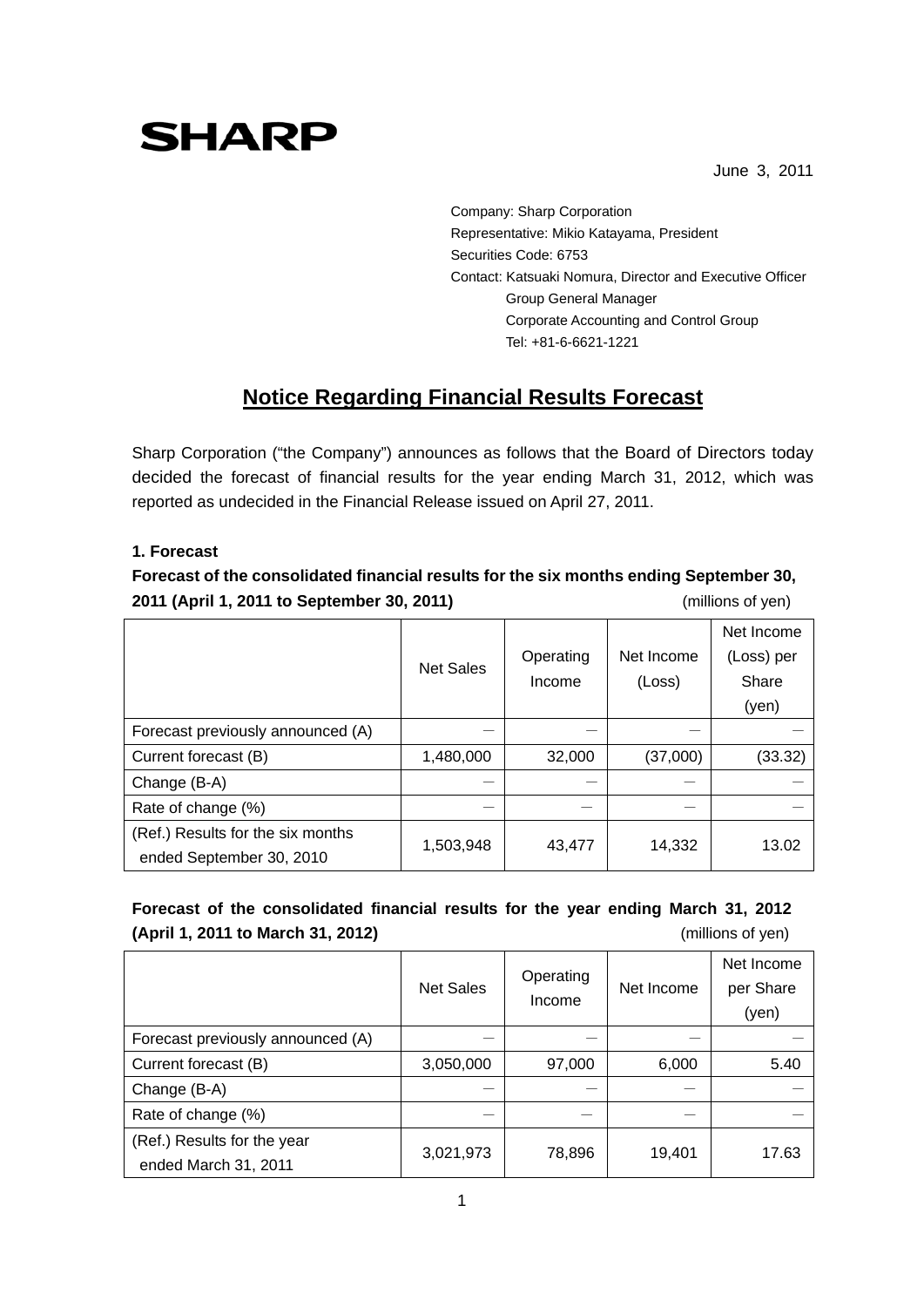**SHARP**

June 3, 2011

Company: Sharp Corporation
Representative: Mikio Katayama, President
Securities Code: 6753
Contact: Katsuaki Nomura, Director and Executive Officer
Group General Manager
Corporate Accounting and Control Group
Tel: +81-6-6621-1221

# Notice Regarding Financial Results Forecast

Sharp Corporation ("the Company") announces as follows that the Board of Directors today decided the forecast of financial results for the year ending March 31, 2012, which was reported as undecided in the Financial Release issued on April 27, 2011.

**1. Forecast**

**Forecast of the consolidated financial results for the six months ending September 30, 2011 (April 1, 2011 to September 30, 2011)** (millions of yen)

| | Net Sales | Operating Income | Net Income (Loss) | Net Income (Loss) per Share (yen) |
|---|---|---|---|---|
| Forecast previously announced (A) | — | — | — | — |
| Current forecast (B) | 1,480,000 | 32,000 | (37,000) | (33.32) |
| Change (B-A) | — | — | — | — |
| Rate of change (%) | — | — | — | — |
| (Ref.) Results for the six months ended September 30, 2010 | 1,503,948 | 43,477 | 14,332 | 13.02 |

**Forecast of the consolidated financial results for the year ending March 31, 2012 (April 1, 2011 to March 31, 2012)** (millions of yen)

| | Net Sales | Operating Income | Net Income | Net Income per Share (yen) |
|---|---|---|---|---|
| Forecast previously announced (A) | — | — | — | — |
| Current forecast (B) | 3,050,000 | 97,000 | 6,000 | 5.40 |
| Change (B-A) | — | — | — | — |
| Rate of change (%) | — | — | — | — |
| (Ref.) Results for the year ended March 31, 2011 | 3,021,973 | 78,896 | 19,401 | 17.63 |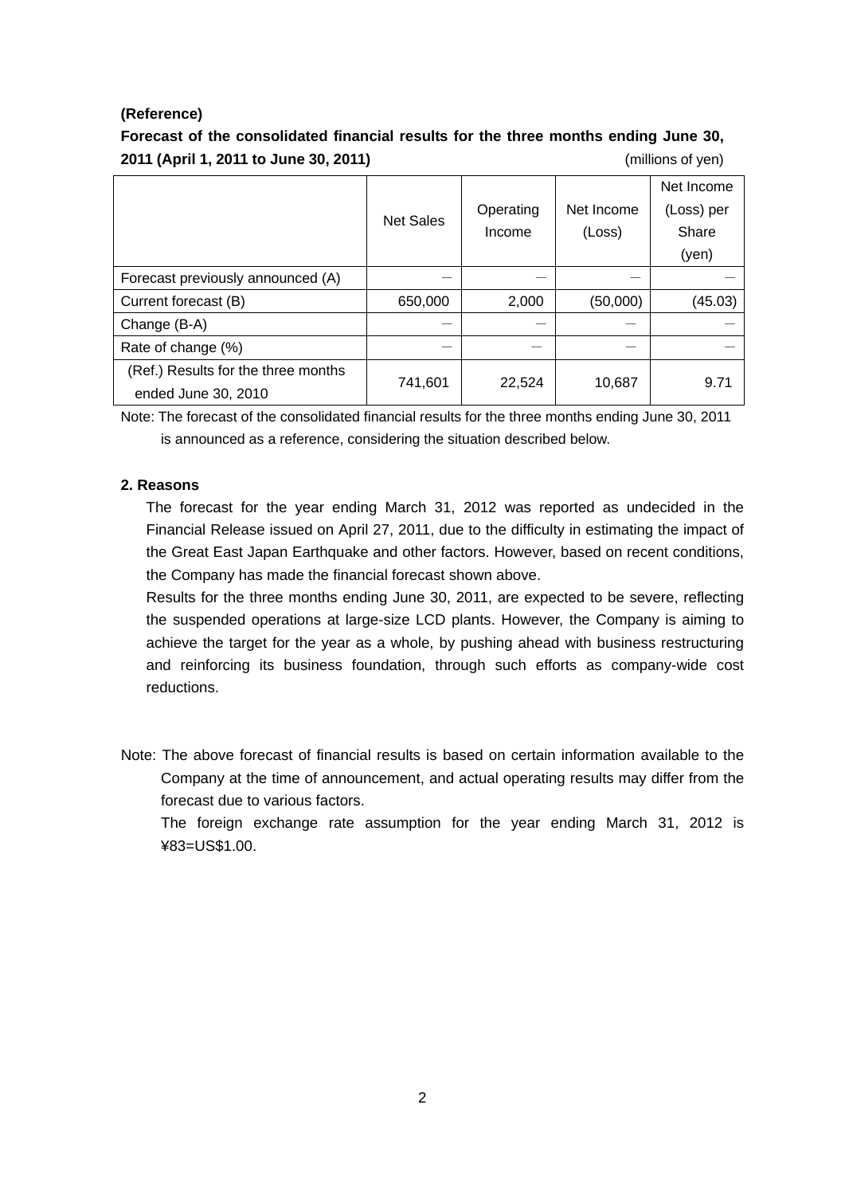**(Reference)**

**Forecast of the consolidated financial results for the three months ending June 30, 2011 (April 1, 2011 to June 30, 2011)** (millions of yen)

| | Net Sales | Operating Income | Net Income (Loss) | Net Income (Loss) per Share (yen) |
|---|---|---|---|---|
| Forecast previously announced (A) | — | — | — | — |
| Current forecast (B) | 650,000 | 2,000 | (50,000) | (45.03) |
| Change (B-A) | — | — | — | — |
| Rate of change (%) | — | — | — | — |
| (Ref.) Results for the three months ended June 30, 2010 | 741,601 | 22,524 | 10,687 | 9.71 |

Note: The forecast of the consolidated financial results for the three months ending June 30, 2011 is announced as a reference, considering the situation described below.

**2. Reasons**

The forecast for the year ending March 31, 2012 was reported as undecided in the Financial Release issued on April 27, 2011, due to the difficulty in estimating the impact of the Great East Japan Earthquake and other factors. However, based on recent conditions, the Company has made the financial forecast shown above.

Results for the three months ending June 30, 2011, are expected to be severe, reflecting the suspended operations at large-size LCD plants. However, the Company is aiming to achieve the target for the year as a whole, by pushing ahead with business restructuring and reinforcing its business foundation, through such efforts as company-wide cost reductions.

Note: The above forecast of financial results is based on certain information available to the Company at the time of announcement, and actual operating results may differ from the forecast due to various factors.

The foreign exchange rate assumption for the year ending March 31, 2012 is ¥83=US$1.00.